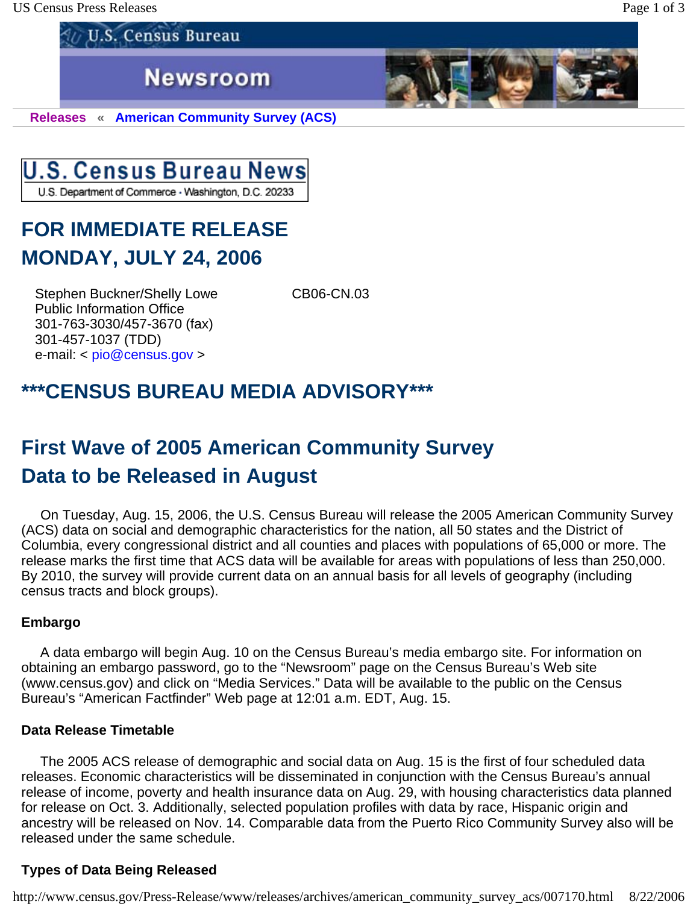U.S. Census Bureau

Newsroom

**Releases** « **American Community Survey (ACS)**

**U.S. Census Bureau News**
U.S. Department of Commerce · Washington, D.C. 20233

## FOR IMMEDIATE RELEASE
## MONDAY, JULY 24, 2006

Stephen Buckner/Shelly Lowe
Public Information Office
301-763-3030/457-3670 (fax)
301-457-1037 (TDD)
e-mail: < pio@census.gov >

CB06-CN.03

## ***CENSUS BUREAU MEDIA ADVISORY***

# First Wave of 2005 American Community Survey Data to be Released in August

On Tuesday, Aug. 15, 2006, the U.S. Census Bureau will release the 2005 American Community Survey (ACS) data on social and demographic characteristics for the nation, all 50 states and the District of Columbia, every congressional district and all counties and places with populations of 65,000 or more. The release marks the first time that ACS data will be available for areas with populations of less than 250,000. By 2010, the survey will provide current data on an annual basis for all levels of geography (including census tracts and block groups).

### Embargo

A data embargo will begin Aug. 10 on the Census Bureau's media embargo site. For information on obtaining an embargo password, go to the "Newsroom" page on the Census Bureau's Web site (www.census.gov) and click on "Media Services." Data will be available to the public on the Census Bureau's "American Factfinder" Web page at 12:01 a.m. EDT, Aug. 15.

### Data Release Timetable

The 2005 ACS release of demographic and social data on Aug. 15 is the first of four scheduled data releases. Economic characteristics will be disseminated in conjunction with the Census Bureau's annual release of income, poverty and health insurance data on Aug. 29, with housing characteristics data planned for release on Oct. 3. Additionally, selected population profiles with data by race, Hispanic origin and ancestry will be released on Nov. 14. Comparable data from the Puerto Rico Community Survey also will be released under the same schedule.

### Types of Data Being Released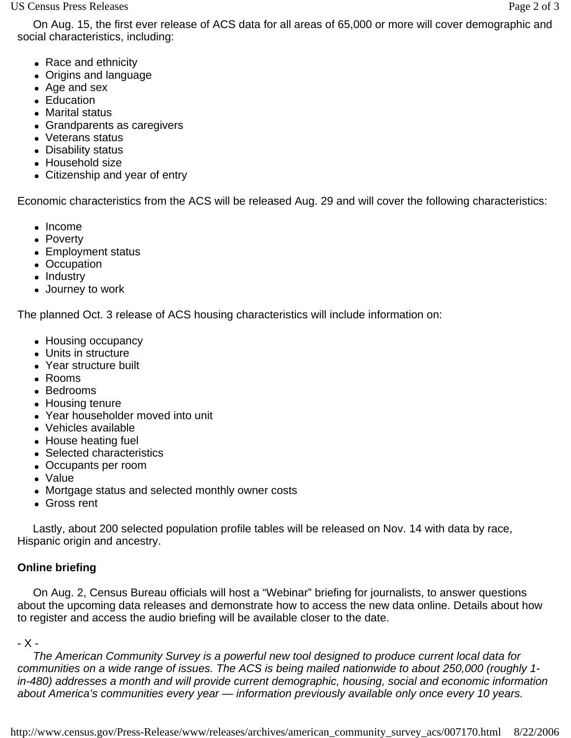On Aug. 15, the first ever release of ACS data for all areas of 65,000 or more will cover demographic and social characteristics, including:

- Race and ethnicity
- Origins and language
- Age and sex
- Education
- Marital status
- Grandparents as caregivers
- Veterans status
- Disability status
- Household size
- Citizenship and year of entry

Economic characteristics from the ACS will be released Aug. 29 and will cover the following characteristics:

- Income
- Poverty
- Employment status
- Occupation
- Industry
- Journey to work

The planned Oct. 3 release of ACS housing characteristics will include information on:

- Housing occupancy
- Units in structure
- Year structure built
- Rooms
- Bedrooms
- Housing tenure
- Year householder moved into unit
- Vehicles available
- House heating fuel
- Selected characteristics
- Occupants per room
- Value
- Mortgage status and selected monthly owner costs
- Gross rent

Lastly, about 200 selected population profile tables will be released on Nov. 14 with data by race, Hispanic origin and ancestry.

**Online briefing**

On Aug. 2, Census Bureau officials will host a "Webinar" briefing for journalists, to answer questions about the upcoming data releases and demonstrate how to access the new data online. Details about how to register and access the audio briefing will be available closer to the date.

\- X -

*The American Community Survey is a powerful new tool designed to produce current local data for communities on a wide range of issues. The ACS is being mailed nationwide to about 250,000 (roughly 1-in-480) addresses a month and will provide current demographic, housing, social and economic information about America's communities every year — information previously available only once every 10 years.*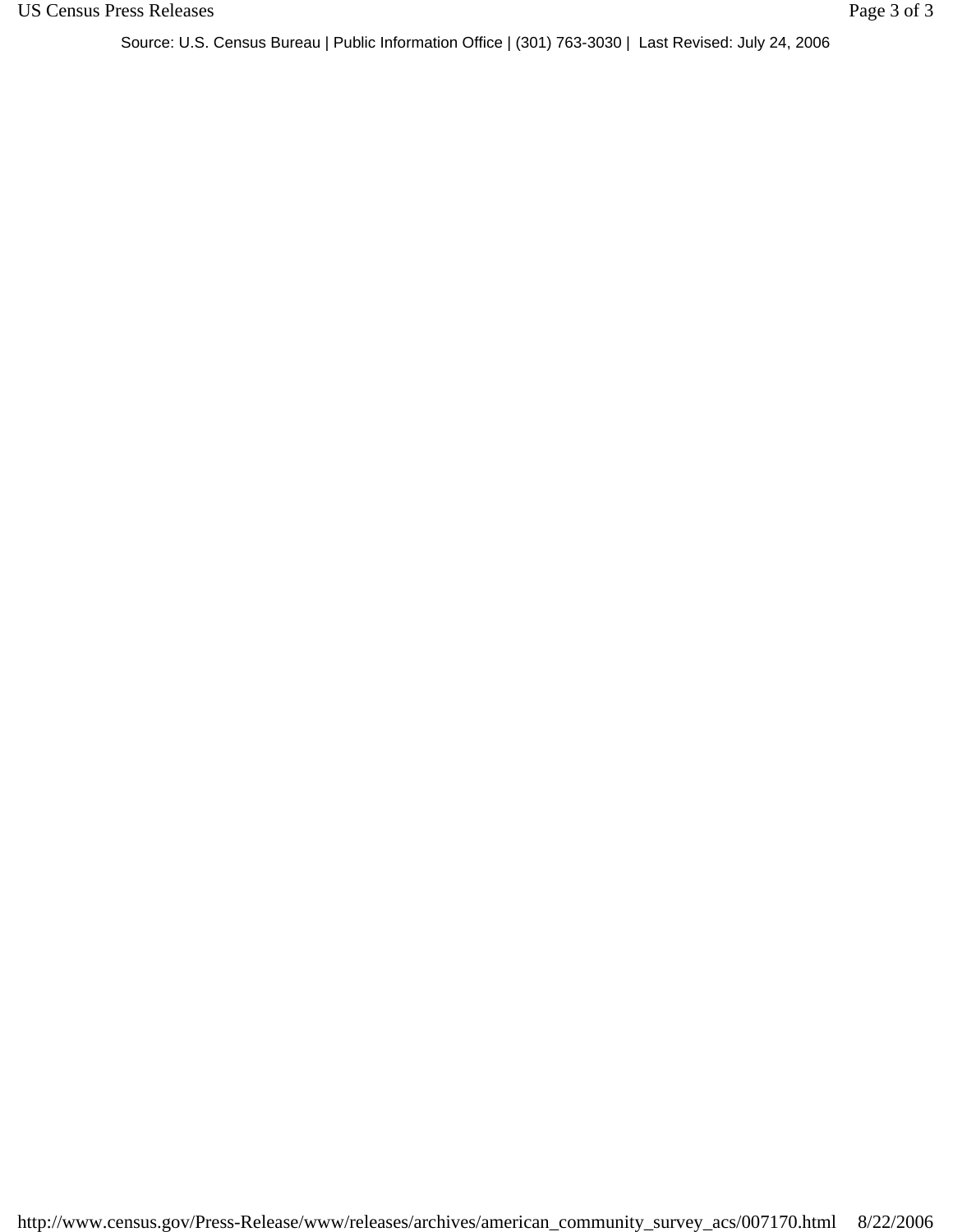Source: U.S. Census Bureau | Public Information Office | (301) 763-3030 | Last Revised: July 24, 2006